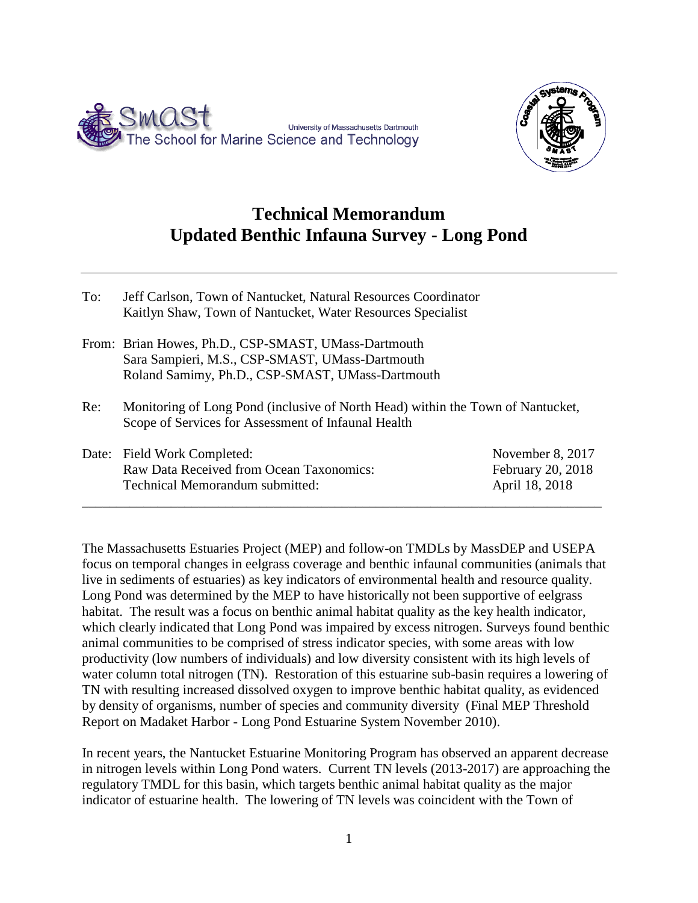University of Massachusetts Dartmouth
The School for Marine Science and Technology

# Technical Memorandum
# Updated Benthic Infauna Survey - Long Pond

To: Jeff Carlson, Town of Nantucket, Natural Resources Coordinator
Kaitlyn Shaw, Town of Nantucket, Water Resources Specialist

From: Brian Howes, Ph.D., CSP-SMAST, UMass-Dartmouth
Sara Sampieri, M.S., CSP-SMAST, UMass-Dartmouth
Roland Samimy, Ph.D., CSP-SMAST, UMass-Dartmouth

Re: Monitoring of Long Pond (inclusive of North Head) within the Town of Nantucket, Scope of Services for Assessment of Infaunal Health

| Date: | | |
|---|---|---|
| | Field Work Completed: | November 8, 2017 |
| | Raw Data Received from Ocean Taxonomics: | February 20, 2018 |
| | Technical Memorandum submitted: | April 18, 2018 |

---

The Massachusetts Estuaries Project (MEP) and follow-on TMDLs by MassDEP and USEPA focus on temporal changes in eelgrass coverage and benthic infaunal communities (animals that live in sediments of estuaries) as key indicators of environmental health and resource quality. Long Pond was determined by the MEP to have historically not been supportive of eelgrass habitat. The result was a focus on benthic animal habitat quality as the key health indicator, which clearly indicated that Long Pond was impaired by excess nitrogen. Surveys found benthic animal communities to be comprised of stress indicator species, with some areas with low productivity (low numbers of individuals) and low diversity consistent with its high levels of water column total nitrogen (TN). Restoration of this estuarine sub-basin requires a lowering of TN with resulting increased dissolved oxygen to improve benthic habitat quality, as evidenced by density of organisms, number of species and community diversity (Final MEP Threshold Report on Madaket Harbor - Long Pond Estuarine System November 2010).

In recent years, the Nantucket Estuarine Monitoring Program has observed an apparent decrease in nitrogen levels within Long Pond waters. Current TN levels (2013-2017) are approaching the regulatory TMDL for this basin, which targets benthic animal habitat quality as the major indicator of estuarine health. The lowering of TN levels was coincident with the Town of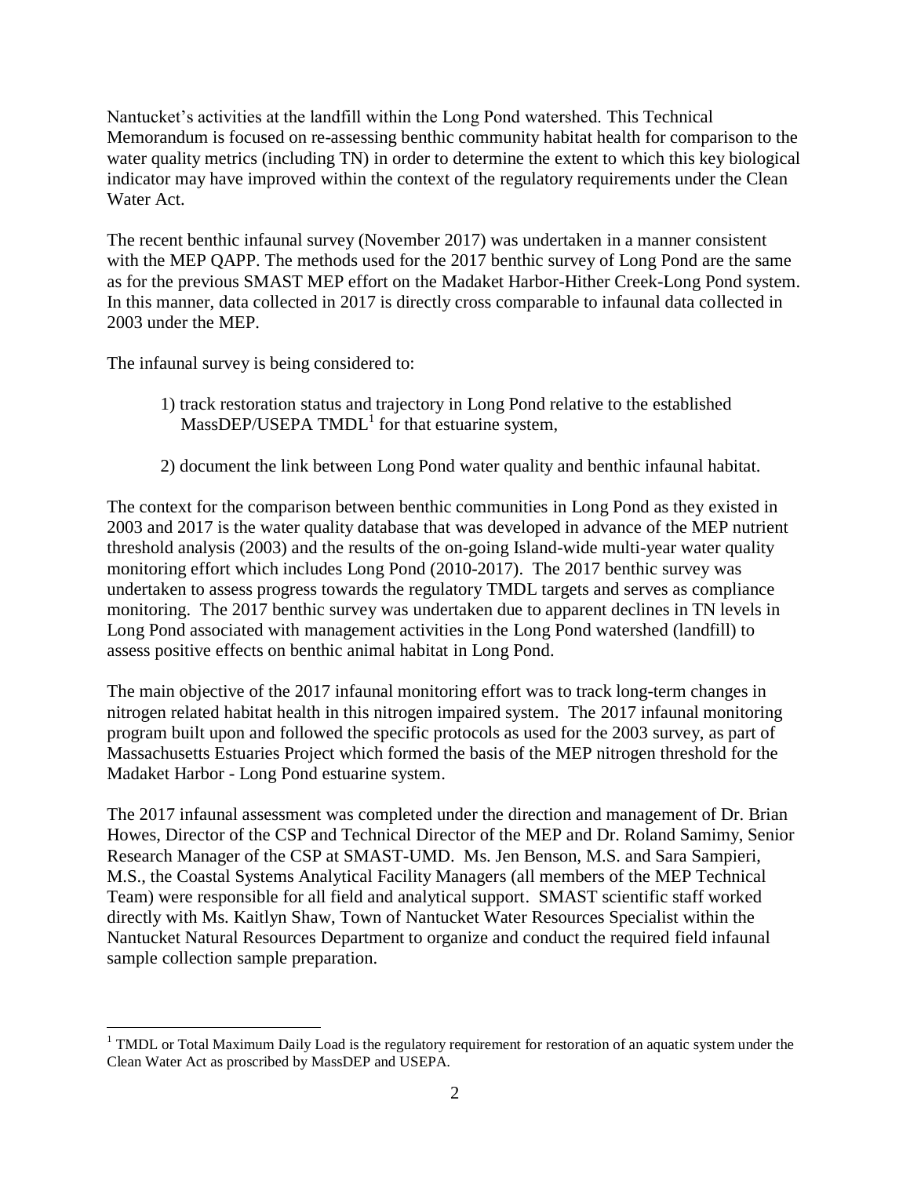Nantucket's activities at the landfill within the Long Pond watershed. This Technical Memorandum is focused on re-assessing benthic community habitat health for comparison to the water quality metrics (including TN) in order to determine the extent to which this key biological indicator may have improved within the context of the regulatory requirements under the Clean Water Act.

The recent benthic infaunal survey (November 2017) was undertaken in a manner consistent with the MEP QAPP. The methods used for the 2017 benthic survey of Long Pond are the same as for the previous SMAST MEP effort on the Madaket Harbor-Hither Creek-Long Pond system. In this manner, data collected in 2017 is directly cross comparable to infaunal data collected in 2003 under the MEP.

The infaunal survey is being considered to:

1) track restoration status and trajectory in Long Pond relative to the established MassDEP/USEPA TMDL[1] for that estuarine system,

2) document the link between Long Pond water quality and benthic infaunal habitat.

The context for the comparison between benthic communities in Long Pond as they existed in 2003 and 2017 is the water quality database that was developed in advance of the MEP nutrient threshold analysis (2003) and the results of the on-going Island-wide multi-year water quality monitoring effort which includes Long Pond (2010-2017). The 2017 benthic survey was undertaken to assess progress towards the regulatory TMDL targets and serves as compliance monitoring. The 2017 benthic survey was undertaken due to apparent declines in TN levels in Long Pond associated with management activities in the Long Pond watershed (landfill) to assess positive effects on benthic animal habitat in Long Pond.

The main objective of the 2017 infaunal monitoring effort was to track long-term changes in nitrogen related habitat health in this nitrogen impaired system. The 2017 infaunal monitoring program built upon and followed the specific protocols as used for the 2003 survey, as part of Massachusetts Estuaries Project which formed the basis of the MEP nitrogen threshold for the Madaket Harbor - Long Pond estuarine system.

The 2017 infaunal assessment was completed under the direction and management of Dr. Brian Howes, Director of the CSP and Technical Director of the MEP and Dr. Roland Samimy, Senior Research Manager of the CSP at SMAST-UMD. Ms. Jen Benson, M.S. and Sara Sampieri, M.S., the Coastal Systems Analytical Facility Managers (all members of the MEP Technical Team) were responsible for all field and analytical support. SMAST scientific staff worked directly with Ms. Kaitlyn Shaw, Town of Nantucket Water Resources Specialist within the Nantucket Natural Resources Department to organize and conduct the required field infaunal sample collection sample preparation.

---

[1] TMDL or Total Maximum Daily Load is the regulatory requirement for restoration of an aquatic system under the Clean Water Act as proscribed by MassDEP and USEPA.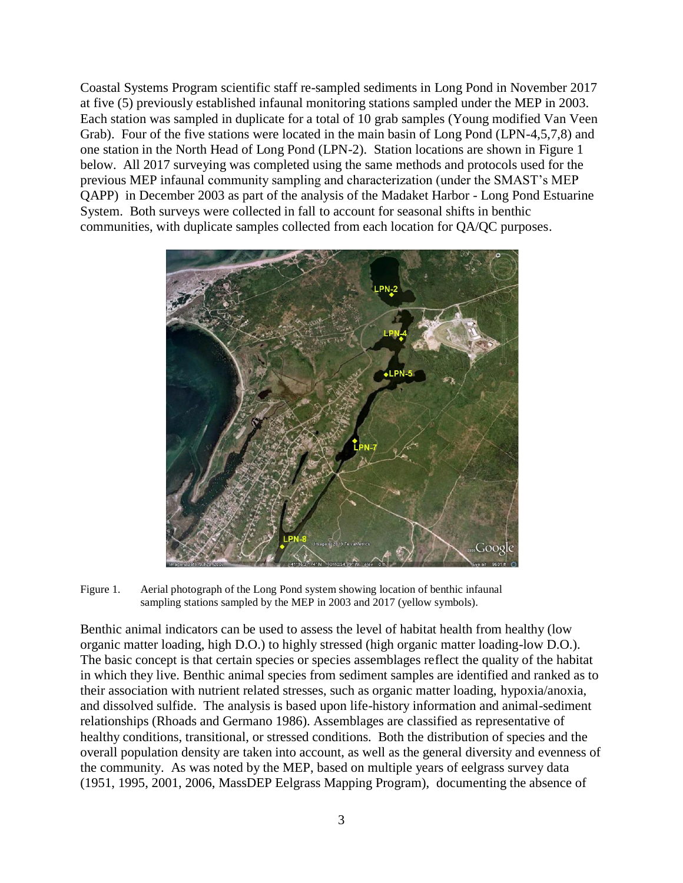Coastal Systems Program scientific staff re-sampled sediments in Long Pond in November 2017 at five (5) previously established infaunal monitoring stations sampled under the MEP in 2003. Each station was sampled in duplicate for a total of 10 grab samples (Young modified Van Veen Grab). Four of the five stations were located in the main basin of Long Pond (LPN-4,5,7,8) and one station in the North Head of Long Pond (LPN-2). Station locations are shown in Figure 1 below. All 2017 surveying was completed using the same methods and protocols used for the previous MEP infaunal community sampling and characterization (under the SMAST's MEP QAPP) in December 2003 as part of the analysis of the Madaket Harbor - Long Pond Estuarine System. Both surveys were collected in fall to account for seasonal shifts in benthic communities, with duplicate samples collected from each location for QA/QC purposes.

Figure 1. Aerial photograph of the Long Pond system showing location of benthic infaunal sampling stations sampled by the MEP in 2003 and 2017 (yellow symbols).

Benthic animal indicators can be used to assess the level of habitat health from healthy (low organic matter loading, high D.O.) to highly stressed (high organic matter loading-low D.O.). The basic concept is that certain species or species assemblages reflect the quality of the habitat in which they live. Benthic animal species from sediment samples are identified and ranked as to their association with nutrient related stresses, such as organic matter loading, hypoxia/anoxia, and dissolved sulfide. The analysis is based upon life-history information and animal-sediment relationships (Rhoads and Germano 1986). Assemblages are classified as representative of healthy conditions, transitional, or stressed conditions. Both the distribution of species and the overall population density are taken into account, as well as the general diversity and evenness of the community. As was noted by the MEP, based on multiple years of eelgrass survey data (1951, 1995, 2001, 2006, MassDEP Eelgrass Mapping Program), documenting the absence of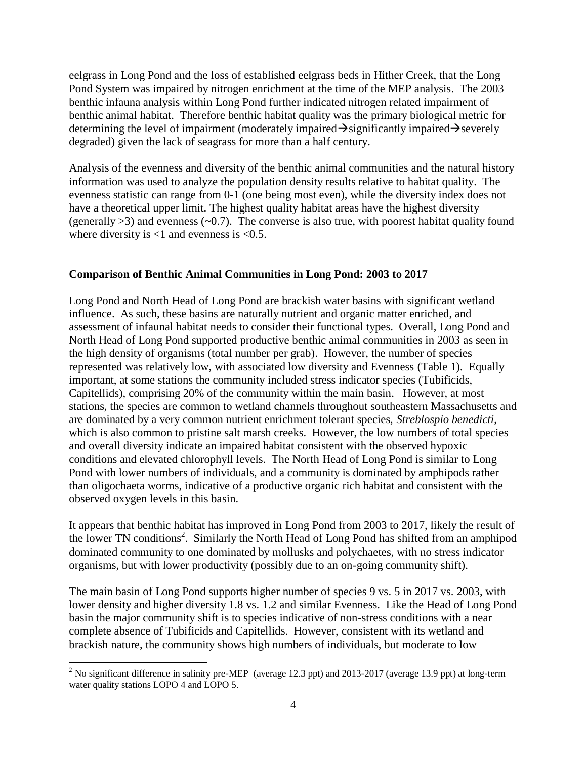eelgrass in Long Pond and the loss of established eelgrass beds in Hither Creek, that the Long Pond System was impaired by nitrogen enrichment at the time of the MEP analysis. The 2003 benthic infauna analysis within Long Pond further indicated nitrogen related impairment of benthic animal habitat. Therefore benthic habitat quality was the primary biological metric for determining the level of impairment (moderately impaired→significantly impaired→severely degraded) given the lack of seagrass for more than a half century.

Analysis of the evenness and diversity of the benthic animal communities and the natural history information was used to analyze the population density results relative to habitat quality. The evenness statistic can range from 0-1 (one being most even), while the diversity index does not have a theoretical upper limit. The highest quality habitat areas have the highest diversity (generally >3) and evenness (~0.7). The converse is also true, with poorest habitat quality found where diversity is <1 and evenness is <0.5.

**Comparison of Benthic Animal Communities in Long Pond: 2003 to 2017**

Long Pond and North Head of Long Pond are brackish water basins with significant wetland influence. As such, these basins are naturally nutrient and organic matter enriched, and assessment of infaunal habitat needs to consider their functional types. Overall, Long Pond and North Head of Long Pond supported productive benthic animal communities in 2003 as seen in the high density of organisms (total number per grab). However, the number of species represented was relatively low, with associated low diversity and Evenness (Table 1). Equally important, at some stations the community included stress indicator species (Tubificids, Capitellids), comprising 20% of the community within the main basin. However, at most stations, the species are common to wetland channels throughout southeastern Massachusetts and are dominated by a very common nutrient enrichment tolerant species, *Streblospio benedicti*, which is also common to pristine salt marsh creeks. However, the low numbers of total species and overall diversity indicate an impaired habitat consistent with the observed hypoxic conditions and elevated chlorophyll levels. The North Head of Long Pond is similar to Long Pond with lower numbers of individuals, and a community is dominated by amphipods rather than oligochaeta worms, indicative of a productive organic rich habitat and consistent with the observed oxygen levels in this basin.

It appears that benthic habitat has improved in Long Pond from 2003 to 2017, likely the result of the lower TN conditions[2]. Similarly the North Head of Long Pond has shifted from an amphipod dominated community to one dominated by mollusks and polychaetes, with no stress indicator organisms, but with lower productivity (possibly due to an on-going community shift).

The main basin of Long Pond supports higher number of species 9 vs. 5 in 2017 vs. 2003, with lower density and higher diversity 1.8 vs. 1.2 and similar Evenness. Like the Head of Long Pond basin the major community shift is to species indicative of non-stress conditions with a near complete absence of Tubificids and Capitellids. However, consistent with its wetland and brackish nature, the community shows high numbers of individuals, but moderate to low

[2] No significant difference in salinity pre-MEP (average 12.3 ppt) and 2013-2017 (average 13.9 ppt) at long-term water quality stations LOPO 4 and LOPO 5.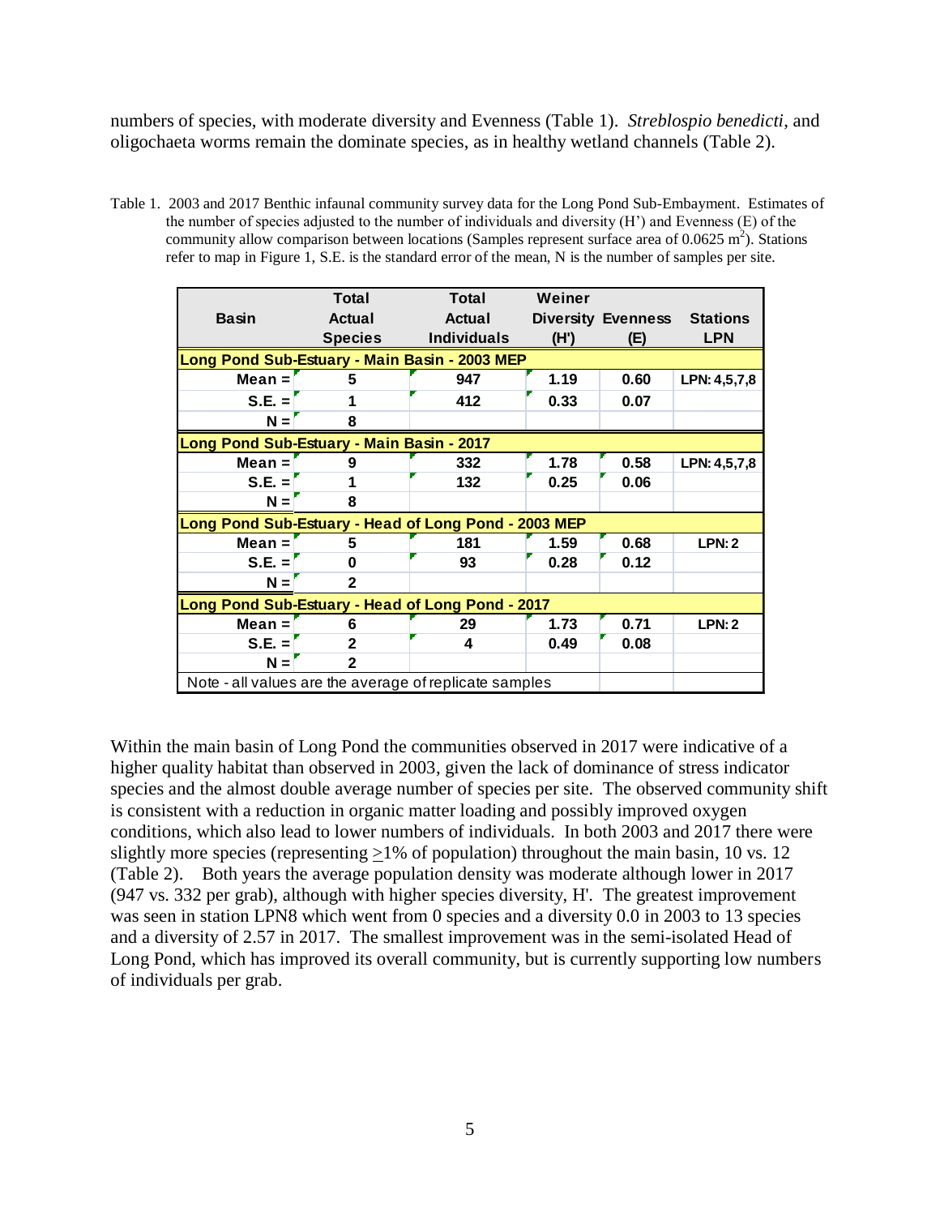numbers of species, with moderate diversity and Evenness (Table 1). *Streblospio benedicti*, and oligochaeta worms remain the dominate species, as in healthy wetland channels (Table 2).

Table 1. 2003 and 2017 Benthic infaunal community survey data for the Long Pond Sub-Embayment. Estimates of the number of species adjusted to the number of individuals and diversity (H') and Evenness (E) of the community allow comparison between locations (Samples represent surface area of 0.0625 $m^2$). Stations refer to map in Figure 1, S.E. is the standard error of the mean, N is the number of samples per site.

| Basin | Total Actual Species | Total Actual Individuals | Weiner Diversity (H') | Evenness (E) | Stations LPN |
|---|---|---|---|---|---|
| **Long Pond Sub-Estuary - Main Basin - 2003 MEP** | | | | | |
| Mean = | 5 | 947 | 1.19 | 0.60 | LPN: 4,5,7,8 |
| S.E. = | 1 | 412 | 0.33 | 0.07 | |
| N = | 8 | | | | |
| **Long Pond Sub-Estuary - Main Basin - 2017** | | | | | |
| Mean = | 9 | 332 | 1.78 | 0.58 | LPN: 4,5,7,8 |
| S.E. = | 1 | 132 | 0.25 | 0.06 | |
| N = | 8 | | | | |
| **Long Pond Sub-Estuary - Head of Long Pond - 2003 MEP** | | | | | |
| Mean = | 5 | 181 | 1.59 | 0.68 | LPN: 2 |
| S.E. = | 0 | 93 | 0.28 | 0.12 | |
| N = | 2 | | | | |
| **Long Pond Sub-Estuary - Head of Long Pond - 2017** | | | | | |
| Mean = | 6 | 29 | 1.73 | 0.71 | LPN: 2 |
| S.E. = | 2 | 4 | 0.49 | 0.08 | |
| N = | 2 | | | | |
| Note - all values are the average of replicate samples | | | | | |

Within the main basin of Long Pond the communities observed in 2017 were indicative of a higher quality habitat than observed in 2003, given the lack of dominance of stress indicator species and the almost double average number of species per site. The observed community shift is consistent with a reduction in organic matter loading and possibly improved oxygen conditions, which also lead to lower numbers of individuals. In both 2003 and 2017 there were slightly more species (representing $\geq$1% of population) throughout the main basin, 10 vs. 12 (Table 2). Both years the average population density was moderate although lower in 2017 (947 vs. 332 per grab), although with higher species diversity, H'. The greatest improvement was seen in station LPN8 which went from 0 species and a diversity 0.0 in 2003 to 13 species and a diversity of 2.57 in 2017. The smallest improvement was in the semi-isolated Head of Long Pond, which has improved its overall community, but is currently supporting low numbers of individuals per grab.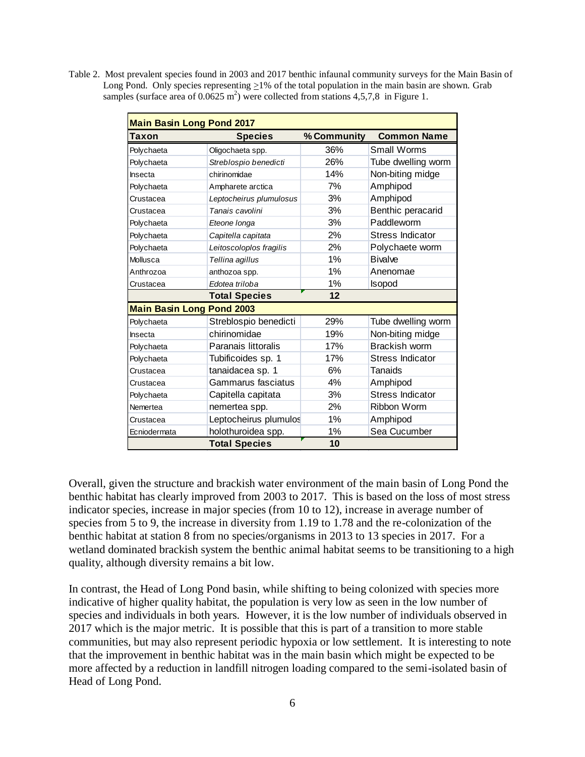Table 2. Most prevalent species found in 2003 and 2017 benthic infaunal community surveys for the Main Basin of Long Pond. Only species representing ≥1% of the total population in the main basin are shown. Grab samples (surface area of 0.0625 $m^2$) were collected from stations 4,5,7,8 in Figure 1.

| **Main Basin Long Pond 2017** | | | |
|---|---|---|---|
| **Taxon** | **Species** | **% Community** | **Common Name** |
| Polychaeta | Oligochaeta spp. | 36% | Small Worms |
| Polychaeta | *Streblospio benedicti* | 26% | Tube dwelling worm |
| Insecta | chirinomidae | 14% | Non-biting midge |
| Polychaeta | Ampharete arctica | 7% | Amphipod |
| Crustacea | *Leptocheirus plumulosus* | 3% | Amphipod |
| Crustacea | *Tanais cavolini* | 3% | Benthic peracarid |
| Polychaeta | *Eteone longa* | 3% | Paddleworm |
| Polychaeta | *Capitella capitata* | 2% | Stress Indicator |
| Polychaeta | *Leitoscoloplos fragilis* | 2% | Polychaete worm |
| Mollusca | *Tellina agillus* | 1% | Bivalve |
| Anthrozoa | anthozoa spp. | 1% | Anenomae |
| Crustacea | *Edotea triloba* | 1% | Isopod |
| | **Total Species** | **12** | |
| **Main Basin Long Pond 2003** | | | |
| Polychaeta | Streblospio benedicti | 29% | Tube dwelling worm |
| Insecta | chirinomidae | 19% | Non-biting midge |
| Polychaeta | Paranais littoralis | 17% | Brackish worm |
| Polychaeta | Tubificoides sp. 1 | 17% | Stress Indicator |
| Crustacea | tanaidacea sp. 1 | 6% | Tanaids |
| Crustacea | Gammarus fasciatus | 4% | Amphipod |
| Polychaeta | Capitella capitata | 3% | Stress Indicator |
| Nemertea | nemertea spp. | 2% | Ribbon Worm |
| Crustacea | Leptocheirus plumulos | 1% | Amphipod |
| Ecniodermata | holothuroidea spp. | 1% | Sea Cucumber |
| | **Total Species** | **10** | |

Overall, given the structure and brackish water environment of the main basin of Long Pond the benthic habitat has clearly improved from 2003 to 2017. This is based on the loss of most stress indicator species, increase in major species (from 10 to 12), increase in average number of species from 5 to 9, the increase in diversity from 1.19 to 1.78 and the re-colonization of the benthic habitat at station 8 from no species/organisms in 2013 to 13 species in 2017. For a wetland dominated brackish system the benthic animal habitat seems to be transitioning to a high quality, although diversity remains a bit low.

In contrast, the Head of Long Pond basin, while shifting to being colonized with species more indicative of higher quality habitat, the population is very low as seen in the low number of species and individuals in both years. However, it is the low number of individuals observed in 2017 which is the major metric. It is possible that this is part of a transition to more stable communities, but may also represent periodic hypoxia or low settlement. It is interesting to note that the improvement in benthic habitat was in the main basin which might be expected to be more affected by a reduction in landfill nitrogen loading compared to the semi-isolated basin of Head of Long Pond.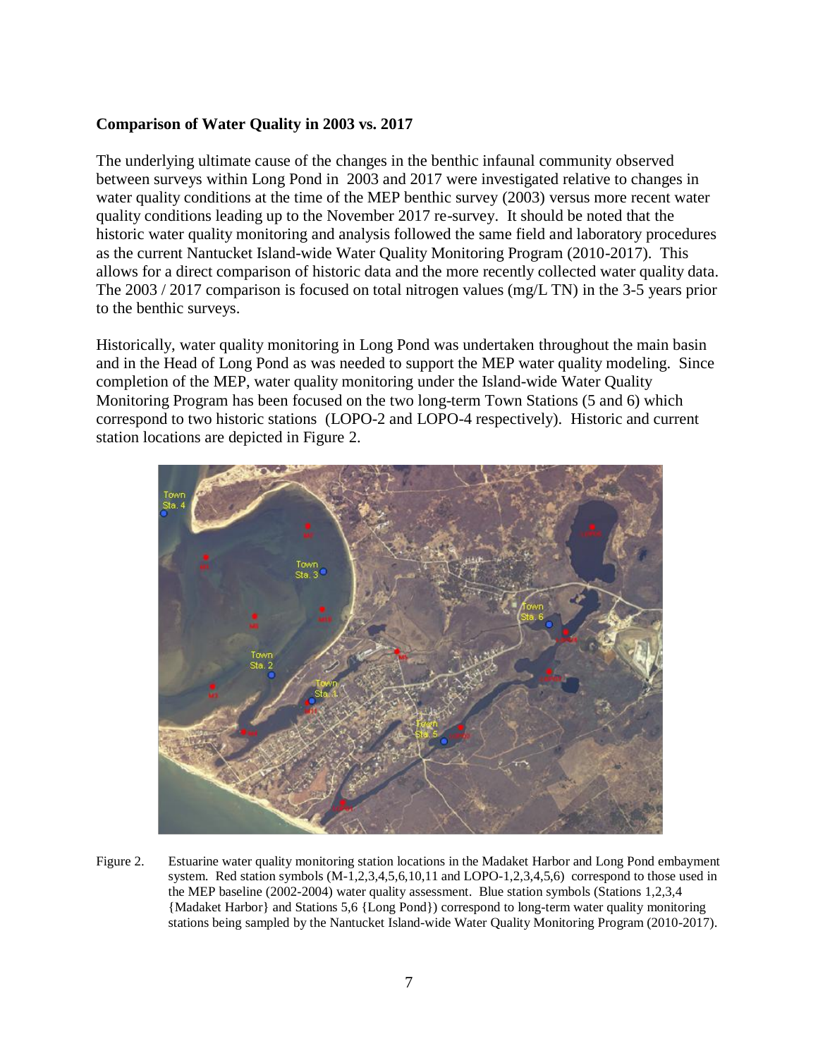**Comparison of Water Quality in 2003 vs. 2017**

The underlying ultimate cause of the changes in the benthic infaunal community observed between surveys within Long Pond in 2003 and 2017 were investigated relative to changes in water quality conditions at the time of the MEP benthic survey (2003) versus more recent water quality conditions leading up to the November 2017 re-survey. It should be noted that the historic water quality monitoring and analysis followed the same field and laboratory procedures as the current Nantucket Island-wide Water Quality Monitoring Program (2010-2017). This allows for a direct comparison of historic data and the more recently collected water quality data. The 2003 / 2017 comparison is focused on total nitrogen values (mg/L TN) in the 3-5 years prior to the benthic surveys.

Historically, water quality monitoring in Long Pond was undertaken throughout the main basin and in the Head of Long Pond as was needed to support the MEP water quality modeling. Since completion of the MEP, water quality monitoring under the Island-wide Water Quality Monitoring Program has been focused on the two long-term Town Stations (5 and 6) which correspond to two historic stations (LOPO-2 and LOPO-4 respectively). Historic and current station locations are depicted in Figure 2.

Figure 2. Estuarine water quality monitoring station locations in the Madaket Harbor and Long Pond embayment system. Red station symbols (M-1,2,3,4,5,6,10,11 and LOPO-1,2,3,4,5,6) correspond to those used in the MEP baseline (2002-2004) water quality assessment. Blue station symbols (Stations 1,2,3,4 {Madaket Harbor} and Stations 5,6 {Long Pond}) correspond to long-term water quality monitoring stations being sampled by the Nantucket Island-wide Water Quality Monitoring Program (2010-2017).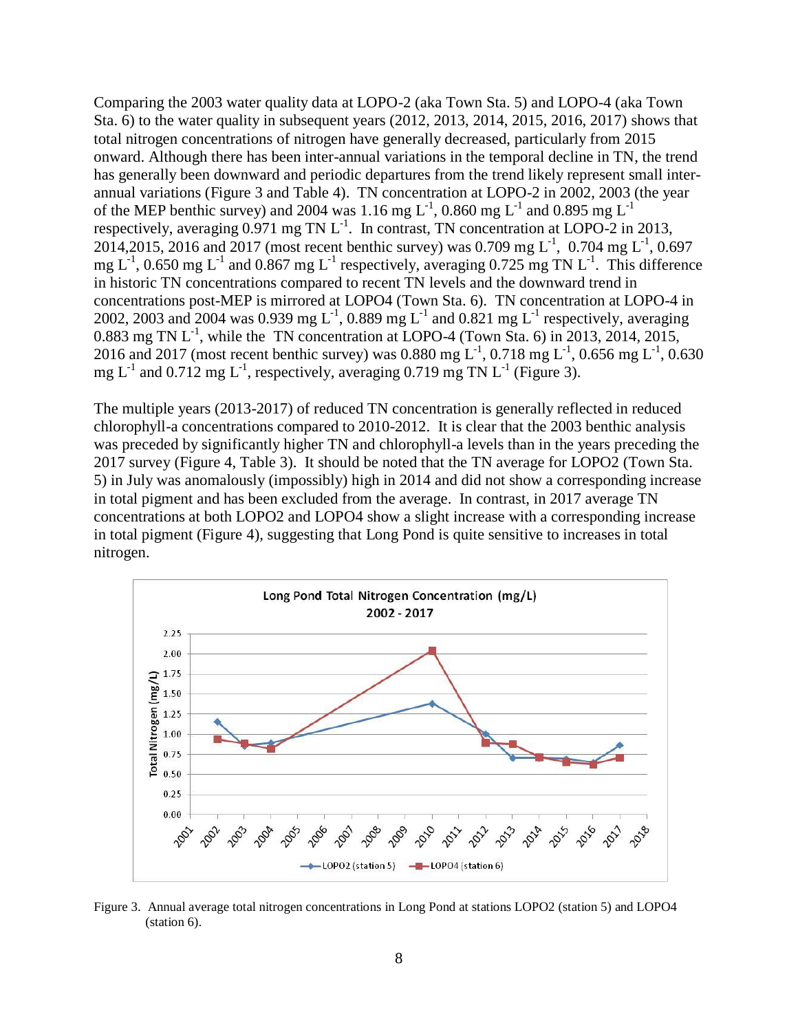Comparing the 2003 water quality data at LOPO-2 (aka Town Sta. 5) and LOPO-4 (aka Town Sta. 6) to the water quality in subsequent years (2012, 2013, 2014, 2015, 2016, 2017) shows that total nitrogen concentrations of nitrogen have generally decreased, particularly from 2015 onward. Although there has been inter-annual variations in the temporal decline in TN, the trend has generally been downward and periodic departures from the trend likely represent small inter-annual variations (Figure 3 and Table 4). TN concentration at LOPO-2 in 2002, 2003 (the year of the MEP benthic survey) and 2004 was 1.16 mg $L^{-1}$, 0.860 mg $L^{-1}$ and 0.895 mg $L^{-1}$ respectively, averaging 0.971 mg TN $L^{-1}$. In contrast, TN concentration at LOPO-2 in 2013, 2014,2015, 2016 and 2017 (most recent benthic survey) was 0.709 mg $L^{-1}$, 0.704 mg $L^{-1}$, 0.697 mg $L^{-1}$, 0.650 mg $L^{-1}$ and 0.867 mg $L^{-1}$ respectively, averaging 0.725 mg TN $L^{-1}$. This difference in historic TN concentrations compared to recent TN levels and the downward trend in concentrations post-MEP is mirrored at LOPO4 (Town Sta. 6). TN concentration at LOPO-4 in 2002, 2003 and 2004 was 0.939 mg $L^{-1}$, 0.889 mg $L^{-1}$ and 0.821 mg $L^{-1}$ respectively, averaging 0.883 mg TN $L^{-1}$, while the TN concentration at LOPO-4 (Town Sta. 6) in 2013, 2014, 2015, 2016 and 2017 (most recent benthic survey) was 0.880 mg $L^{-1}$, 0.718 mg $L^{-1}$, 0.656 mg $L^{-1}$, 0.630 mg $L^{-1}$ and 0.712 mg $L^{-1}$, respectively, averaging 0.719 mg TN $L^{-1}$ (Figure 3).

The multiple years (2013-2017) of reduced TN concentration is generally reflected in reduced chlorophyll-a concentrations compared to 2010-2012. It is clear that the 2003 benthic analysis was preceded by significantly higher TN and chlorophyll-a levels than in the years preceding the 2017 survey (Figure 4, Table 3). It should be noted that the TN average for LOPO2 (Town Sta. 5) in July was anomalously (impossibly) high in 2014 and did not show a corresponding increase in total pigment and has been excluded from the average. In contrast, in 2017 average TN concentrations at both LOPO2 and LOPO4 show a slight increase with a corresponding increase in total pigment (Figure 4), suggesting that Long Pond is quite sensitive to increases in total nitrogen.

Figure 3. Annual average total nitrogen concentrations in Long Pond at stations LOPO2 (station 5) and LOPO4 (station 6).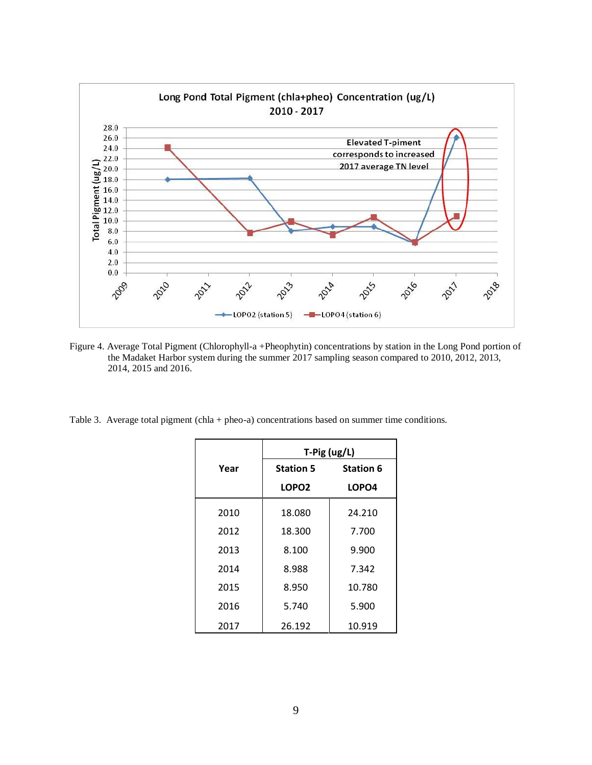Figure 4. Average Total Pigment (Chlorophyll-a +Pheophytin) concentrations by station in the Long Pond portion of the Madaket Harbor system during the summer 2017 sampling season compared to 2010, 2012, 2013, 2014, 2015 and 2016.

Table 3. Average total pigment (chla + pheo-a) concentrations based on summer time conditions.

| Year | T-Pig (ug/L) | |
|---|---|---|
| | Station 5 LOPO2 | Station 6 LOPO4 |
| 2010 | 18.080 | 24.210 |
| 2012 | 18.300 | 7.700 |
| 2013 | 8.100 | 9.900 |
| 2014 | 8.988 | 7.342 |
| 2015 | 8.950 | 10.780 |
| 2016 | 5.740 | 5.900 |
| 2017 | 26.192 | 10.919 |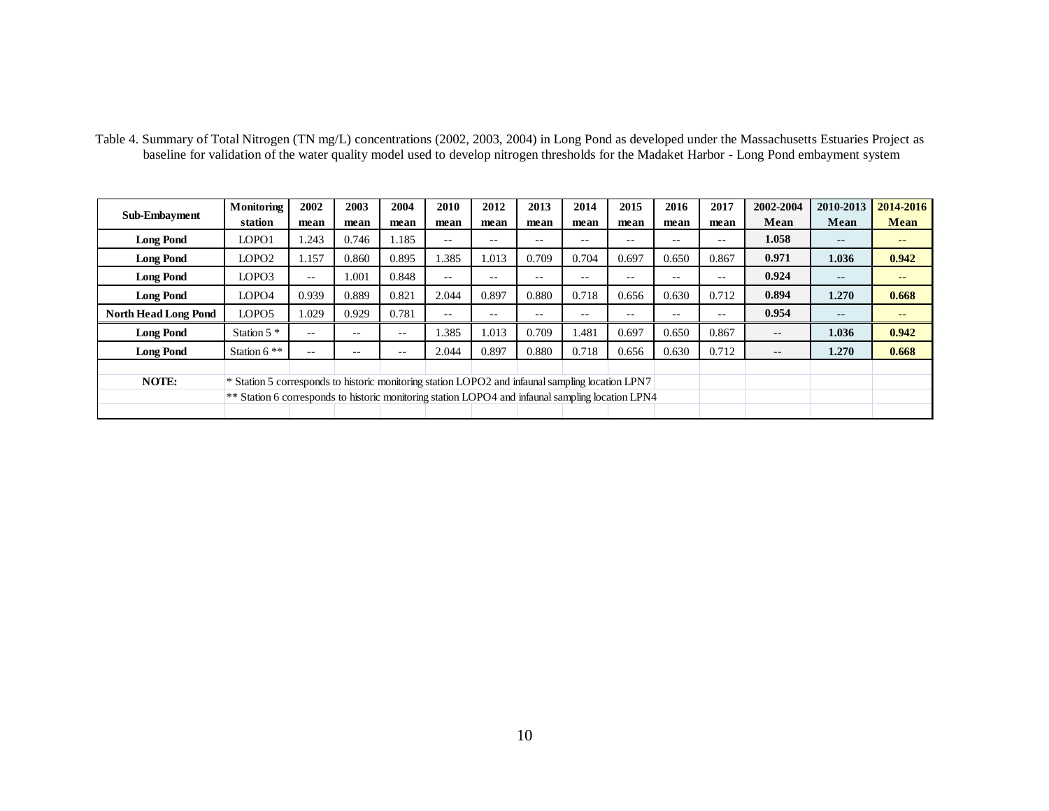Table 4. Summary of Total Nitrogen (TN mg/L) concentrations (2002, 2003, 2004) in Long Pond as developed under the Massachusetts Estuaries Project as baseline for validation of the water quality model used to develop nitrogen thresholds for the Madaket Harbor - Long Pond embayment system

| Sub-Embayment | Monitoring station | 2002 mean | 2003 mean | 2004 mean | 2010 mean | 2012 mean | 2013 mean | 2014 mean | 2015 mean | 2016 mean | 2017 mean | 2002-2004 Mean | 2010-2013 Mean | 2014-2016 Mean |
|---|---|---|---|---|---|---|---|---|---|---|---|---|---|---|
| **Long Pond** | LOPO1 | 1.243 | 0.746 | 1.185 | -- | -- | -- | -- | -- | -- | -- | **1.058** | -- | -- |
| **Long Pond** | LOPO2 | 1.157 | 0.860 | 0.895 | 1.385 | 1.013 | 0.709 | 0.704 | 0.697 | 0.650 | 0.867 | **0.971** | **1.036** | **0.942** |
| **Long Pond** | LOPO3 | -- | 1.001 | 0.848 | -- | -- | -- | -- | -- | -- | -- | **0.924** | -- | -- |
| **Long Pond** | LOPO4 | 0.939 | 0.889 | 0.821 | 2.044 | 0.897 | 0.880 | 0.718 | 0.656 | 0.630 | 0.712 | **0.894** | **1.270** | **0.668** |
| **North Head Long Pond** | LOPO5 | 1.029 | 0.929 | 0.781 | -- | -- | -- | -- | -- | -- | -- | **0.954** | -- | -- |
| **Long Pond** | Station 5 * | -- | -- | -- | 1.385 | 1.013 | 0.709 | 1.481 | 0.697 | 0.650 | 0.867 | -- | **1.036** | **0.942** |
| **Long Pond** | Station 6 ** | -- | -- | -- | 2.044 | 0.897 | 0.880 | 0.718 | 0.656 | 0.630 | 0.712 | -- | **1.270** | **0.668** |

**NOTE:**
* Station 5 corresponds to historic monitoring station LOPO2 and infaunal sampling location LPN7
** Station 6 corresponds to historic monitoring station LOPO4 and infaunal sampling location LPN4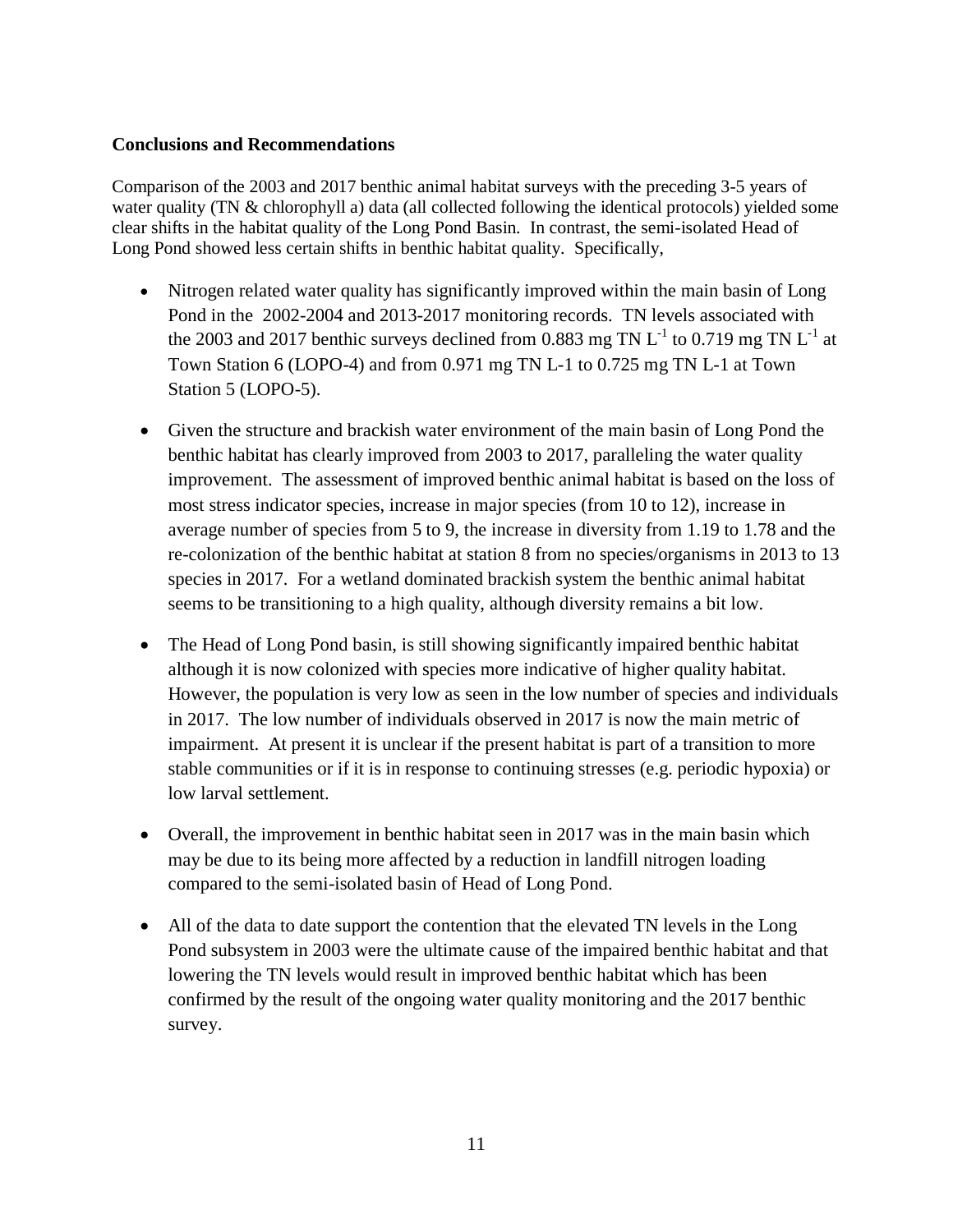**Conclusions and Recommendations**

Comparison of the 2003 and 2017 benthic animal habitat surveys with the preceding 3-5 years of water quality (TN & chlorophyll a) data (all collected following the identical protocols) yielded some clear shifts in the habitat quality of the Long Pond Basin. In contrast, the semi-isolated Head of Long Pond showed less certain shifts in benthic habitat quality. Specifically,

- Nitrogen related water quality has significantly improved within the main basin of Long Pond in the 2002-2004 and 2013-2017 monitoring records. TN levels associated with the 2003 and 2017 benthic surveys declined from 0.883 mg TN $L^{-1}$ to 0.719 mg TN $L^{-1}$ at Town Station 6 (LOPO-4) and from 0.971 mg TN L-1 to 0.725 mg TN L-1 at Town Station 5 (LOPO-5).
- Given the structure and brackish water environment of the main basin of Long Pond the benthic habitat has clearly improved from 2003 to 2017, paralleling the water quality improvement. The assessment of improved benthic animal habitat is based on the loss of most stress indicator species, increase in major species (from 10 to 12), increase in average number of species from 5 to 9, the increase in diversity from 1.19 to 1.78 and the re-colonization of the benthic habitat at station 8 from no species/organisms in 2013 to 13 species in 2017. For a wetland dominated brackish system the benthic animal habitat seems to be transitioning to a high quality, although diversity remains a bit low.
- The Head of Long Pond basin, is still showing significantly impaired benthic habitat although it is now colonized with species more indicative of higher quality habitat. However, the population is very low as seen in the low number of species and individuals in 2017. The low number of individuals observed in 2017 is now the main metric of impairment. At present it is unclear if the present habitat is part of a transition to more stable communities or if it is in response to continuing stresses (e.g. periodic hypoxia) or low larval settlement.
- Overall, the improvement in benthic habitat seen in 2017 was in the main basin which may be due to its being more affected by a reduction in landfill nitrogen loading compared to the semi-isolated basin of Head of Long Pond.
- All of the data to date support the contention that the elevated TN levels in the Long Pond subsystem in 2003 were the ultimate cause of the impaired benthic habitat and that lowering the TN levels would result in improved benthic habitat which has been confirmed by the result of the ongoing water quality monitoring and the 2017 benthic survey.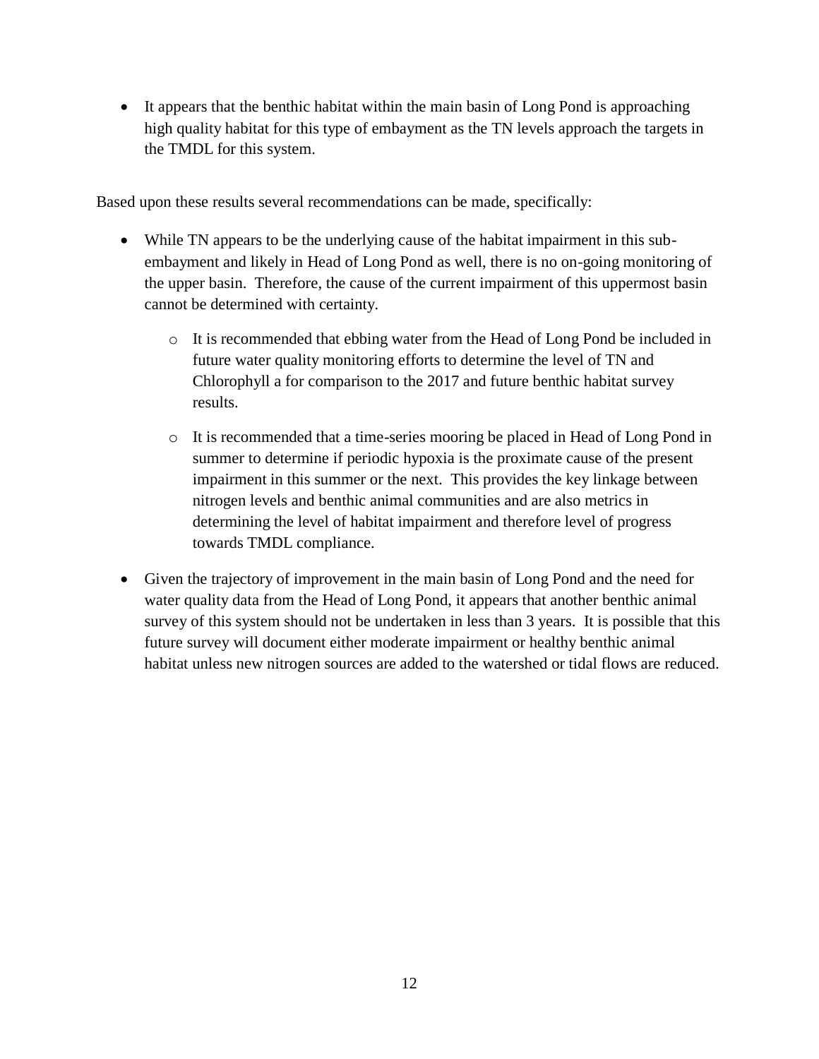- It appears that the benthic habitat within the main basin of Long Pond is approaching high quality habitat for this type of embayment as the TN levels approach the targets in the TMDL for this system.

Based upon these results several recommendations can be made, specifically:

- While TN appears to be the underlying cause of the habitat impairment in this sub-embayment and likely in Head of Long Pond as well, there is no on-going monitoring of the upper basin. Therefore, the cause of the current impairment of this uppermost basin cannot be determined with certainty.
    - It is recommended that ebbing water from the Head of Long Pond be included in future water quality monitoring efforts to determine the level of TN and Chlorophyll a for comparison to the 2017 and future benthic habitat survey results.
    - It is recommended that a time-series mooring be placed in Head of Long Pond in summer to determine if periodic hypoxia is the proximate cause of the present impairment in this summer or the next. This provides the key linkage between nitrogen levels and benthic animal communities and are also metrics in determining the level of habitat impairment and therefore level of progress towards TMDL compliance.
- Given the trajectory of improvement in the main basin of Long Pond and the need for water quality data from the Head of Long Pond, it appears that another benthic animal survey of this system should not be undertaken in less than 3 years. It is possible that this future survey will document either moderate impairment or healthy benthic animal habitat unless new nitrogen sources are added to the watershed or tidal flows are reduced.